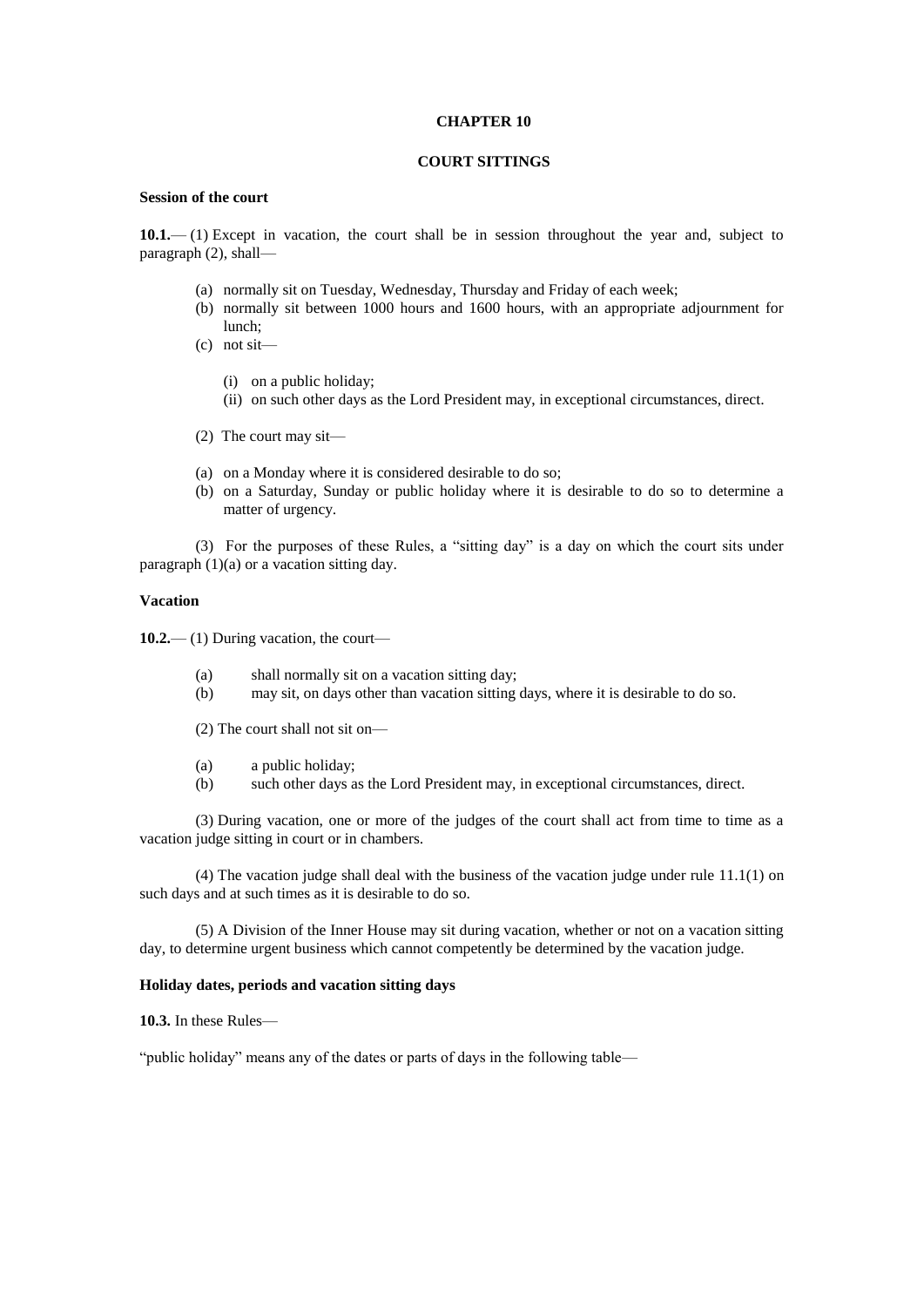# CHAPTER 10

## COURT SITTINGS

### Session of the court

**10.1.**— (1) Except in vacation, the court shall be in session throughout the year and, subject to paragraph (2), shall—

- (a) normally sit on Tuesday, Wednesday, Thursday and Friday of each week;
- (b) normally sit between 1000 hours and 1600 hours, with an appropriate adjournment for lunch;
- (c) not sit—
  - (i) on a public holiday;
  - (ii) on such other days as the Lord President may, in exceptional circumstances, direct.

(2) The court may sit—

- (a) on a Monday where it is considered desirable to do so;
- (b) on a Saturday, Sunday or public holiday where it is desirable to do so to determine a matter of urgency.

(3) For the purposes of these Rules, a "sitting day" is a day on which the court sits under paragraph (1)(a) or a vacation sitting day.

### Vacation

**10.2.**— (1) During vacation, the court—

- (a) shall normally sit on a vacation sitting day;
- (b) may sit, on days other than vacation sitting days, where it is desirable to do so.

(2) The court shall not sit on—

- (a) a public holiday;
- (b) such other days as the Lord President may, in exceptional circumstances, direct.

(3) During vacation, one or more of the judges of the court shall act from time to time as a vacation judge sitting in court or in chambers.

(4) The vacation judge shall deal with the business of the vacation judge under rule 11.1(1) on such days and at such times as it is desirable to do so.

(5) A Division of the Inner House may sit during vacation, whether or not on a vacation sitting day, to determine urgent business which cannot competently be determined by the vacation judge.

### Holiday dates, periods and vacation sitting days

**10.3.** In these Rules—

"public holiday" means any of the dates or parts of days in the following table—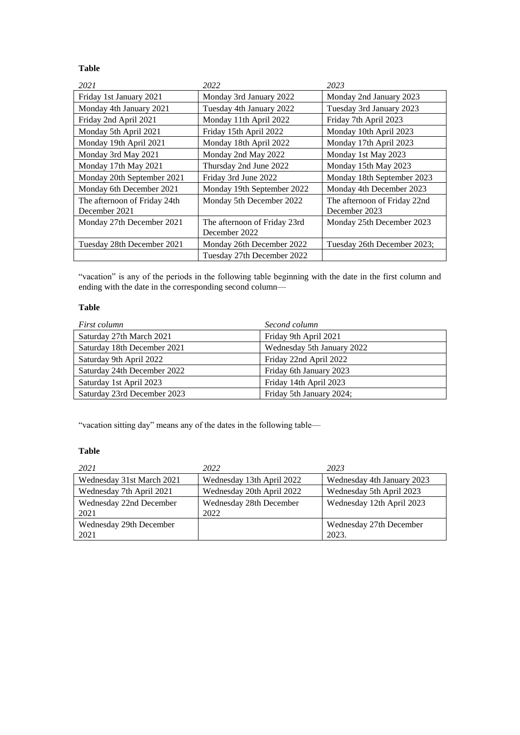**Table**

| *2021* | *2022* | *2023* |
|---|---|---|
| Friday 1st January 2021 | Monday 3rd January 2022 | Monday 2nd January 2023 |
| Monday 4th January 2021 | Tuesday 4th January 2022 | Tuesday 3rd January 2023 |
| Friday 2nd April 2021 | Monday 11th April 2022 | Friday 7th April 2023 |
| Monday 5th April 2021 | Friday 15th April 2022 | Monday 10th April 2023 |
| Monday 19th April 2021 | Monday 18th April 2022 | Monday 17th April 2023 |
| Monday 3rd May 2021 | Monday 2nd May 2022 | Monday 1st May 2023 |
| Monday 17th May 2021 | Thursday 2nd June 2022 | Monday 15th May 2023 |
| Monday 20th September 2021 | Friday 3rd June 2022 | Monday 18th September 2023 |
| Monday 6th December 2021 | Monday 19th September 2022 | Monday 4th December 2023 |
| The afternoon of Friday 24th December 2021 | Monday 5th December 2022 | The afternoon of Friday 22nd December 2023 |
| Monday 27th December 2021 | The afternoon of Friday 23rd December 2022 | Monday 25th December 2023 |
| Tuesday 28th December 2021 | Monday 26th December 2022 | Tuesday 26th December 2023; |
| | Tuesday 27th December 2022 | |

"vacation" is any of the periods in the following table beginning with the date in the first column and ending with the date in the corresponding second column—

**Table**

| *First column* | *Second column* |
|---|---|
| Saturday 27th March 2021 | Friday 9th April 2021 |
| Saturday 18th December 2021 | Wednesday 5th January 2022 |
| Saturday 9th April 2022 | Friday 22nd April 2022 |
| Saturday 24th December 2022 | Friday 6th January 2023 |
| Saturday 1st April 2023 | Friday 14th April 2023 |
| Saturday 23rd December 2023 | Friday 5th January 2024; |

"vacation sitting day" means any of the dates in the following table—

**Table**

| *2021* | *2022* | *2023* |
|---|---|---|
| Wednesday 31st March 2021 | Wednesday 13th April 2022 | Wednesday 4th January 2023 |
| Wednesday 7th April 2021 | Wednesday 20th April 2022 | Wednesday 5th April 2023 |
| Wednesday 22nd December 2021 | Wednesday 28th December 2022 | Wednesday 12th April 2023 |
| Wednesday 29th December 2021 | | Wednesday 27th December 2023. |